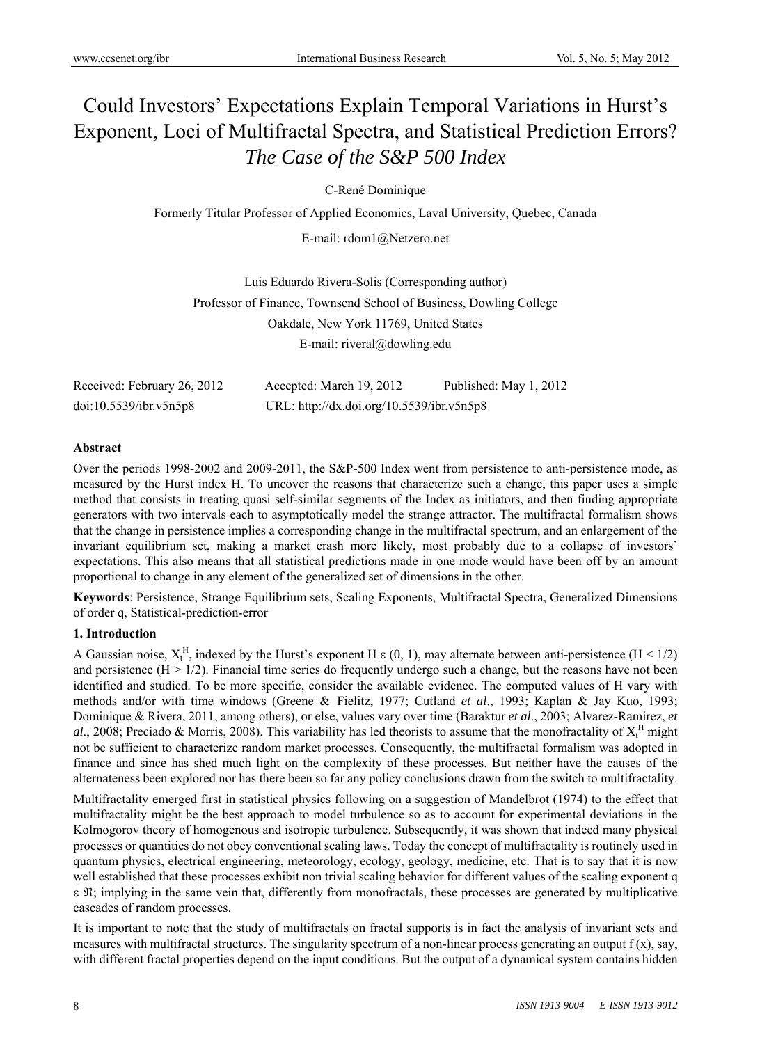# Could Investors' Expectations Explain Temporal Variations in Hurst's Exponent, Loci of Multifractal Spectra, and Statistical Prediction Errors? *The Case of the S&P 500 Index*

C-René Dominique

Formerly Titular Professor of Applied Economics, Laval University, Quebec, Canada

E-mail: rdom1@Netzero.net

Luis Eduardo Rivera-Solis (Corresponding author)

Professor of Finance, Townsend School of Business, Dowling College

Oakdale, New York 11769, United States

E-mail: riveral@dowling.edu

Received: February 26, 2012  Accepted: March 19, 2012  Published: May 1, 2012

doi:10.5539/ibr.v5n5p8  URL: http://dx.doi.org/10.5539/ibr.v5n5p8

**Abstract**

Over the periods 1998-2002 and 2009-2011, the S&P-500 Index went from persistence to anti-persistence mode, as measured by the Hurst index H. To uncover the reasons that characterize such a change, this paper uses a simple method that consists in treating quasi self-similar segments of the Index as initiators, and then finding appropriate generators with two intervals each to asymptotically model the strange attractor. The multifractal formalism shows that the change in persistence implies a corresponding change in the multifractal spectrum, and an enlargement of the invariant equilibrium set, making a market crash more likely, most probably due to a collapse of investors' expectations. This also means that all statistical predictions made in one mode would have been off by an amount proportional to change in any element of the generalized set of dimensions in the other.

**Keywords**: Persistence, Strange Equilibrium sets, Scaling Exponents, Multifractal Spectra, Generalized Dimensions of order q, Statistical-prediction-error

## 1. Introduction

A Gaussian noise, $X_t^H$, indexed by the Hurst's exponent H $\varepsilon$ (0, 1), may alternate between anti-persistence (H < 1/2) and persistence (H > 1/2). Financial time series do frequently undergo such a change, but the reasons have not been identified and studied. To be more specific, consider the available evidence. The computed values of H vary with methods and/or with time windows (Greene & Fielitz, 1977; Cutland *et al*., 1993; Kaplan & Jay Kuo, 1993; Dominique & Rivera, 2011, among others), or else, values vary over time (Baraktur *et al*., 2003; Alvarez-Ramirez, *et al*., 2008; Preciado & Morris, 2008). This variability has led theorists to assume that the monofractality of $X_t^H$ might not be sufficient to characterize random market processes. Consequently, the multifractal formalism was adopted in finance and since has shed much light on the complexity of these processes. But neither have the causes of the alternateness been explored nor has there been so far any policy conclusions drawn from the switch to multifractality.

Multifractality emerged first in statistical physics following on a suggestion of Mandelbrot (1974) to the effect that multifractality might be the best approach to model turbulence so as to account for experimental deviations in the Kolmogorov theory of homogenous and isotropic turbulence. Subsequently, it was shown that indeed many physical processes or quantities do not obey conventional scaling laws. Today the concept of multifractality is routinely used in quantum physics, electrical engineering, meteorology, ecology, geology, medicine, etc. That is to say that it is now well established that these processes exhibit non trivial scaling behavior for different values of the scaling exponent q $\varepsilon$ $\Re$; implying in the same vein that, differently from monofractals, these processes are generated by multiplicative cascades of random processes.

It is important to note that the study of multifractals on fractal supports is in fact the analysis of invariant sets and measures with multifractal structures. The singularity spectrum of a non-linear process generating an output f (x), say, with different fractal properties depend on the input conditions. But the output of a dynamical system contains hidden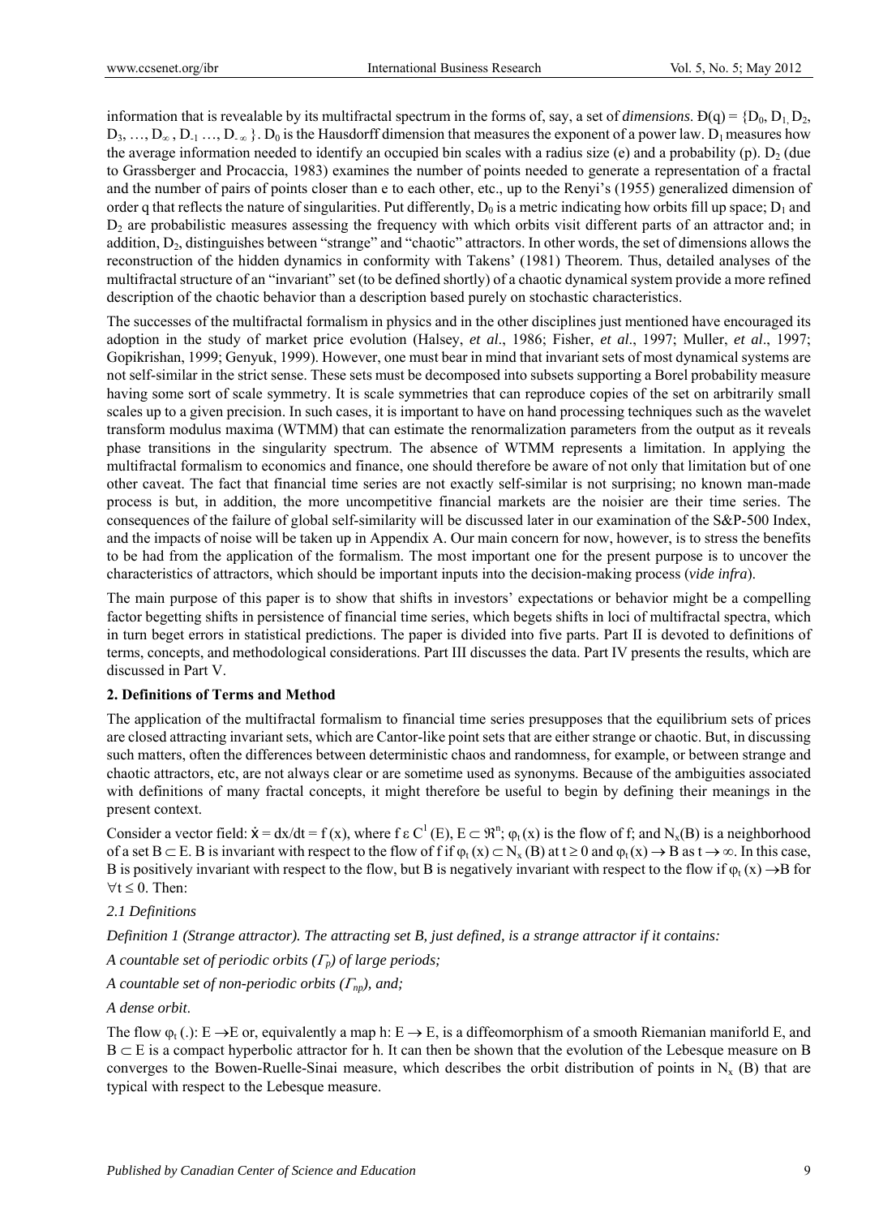information that is revealable by its multifractal spectrum in the forms of, say, a set of *dimensions*. $Đ(q) = \{D_0, D_1, D_2, D_3, \ldots, D_\infty, D_{-1} \ldots, D_{-\infty}\}$. $D_0$ is the Hausdorff dimension that measures the exponent of a power law. $D_1$ measures how the average information needed to identify an occupied bin scales with a radius size (e) and a probability (p). $D_2$ (due to Grassberger and Procaccia, 1983) examines the number of points needed to generate a representation of a fractal and the number of pairs of points closer than e to each other, etc., up to the Renyi's (1955) generalized dimension of order q that reflects the nature of singularities. Put differently, $D_0$ is a metric indicating how orbits fill up space; $D_1$ and $D_2$ are probabilistic measures assessing the frequency with which orbits visit different parts of an attractor and; in addition, $D_2$, distinguishes between "strange" and "chaotic" attractors. In other words, the set of dimensions allows the reconstruction of the hidden dynamics in conformity with Takens' (1981) Theorem. Thus, detailed analyses of the multifractal structure of an "invariant" set (to be defined shortly) of a chaotic dynamical system provide a more refined description of the chaotic behavior than a description based purely on stochastic characteristics.

The successes of the multifractal formalism in physics and in the other disciplines just mentioned have encouraged its adoption in the study of market price evolution (Halsey, *et al*., 1986; Fisher, *et al*., 1997; Muller, *et al*., 1997; Gopikrishan, 1999; Genyuk, 1999). However, one must bear in mind that invariant sets of most dynamical systems are not self-similar in the strict sense. These sets must be decomposed into subsets supporting a Borel probability measure having some sort of scale symmetry. It is scale symmetries that can reproduce copies of the set on arbitrarily small scales up to a given precision. In such cases, it is important to have on hand processing techniques such as the wavelet transform modulus maxima (WTMM) that can estimate the renormalization parameters from the output as it reveals phase transitions in the singularity spectrum. The absence of WTMM represents a limitation. In applying the multifractal formalism to economics and finance, one should therefore be aware of not only that limitation but of one other caveat. The fact that financial time series are not exactly self-similar is not surprising; no known man-made process is but, in addition, the more uncompetitive financial markets are the noisier are their time series. The consequences of the failure of global self-similarity will be discussed later in our examination of the S&P-500 Index, and the impacts of noise will be taken up in Appendix A. Our main concern for now, however, is to stress the benefits to be had from the application of the formalism. The most important one for the present purpose is to uncover the characteristics of attractors, which should be important inputs into the decision-making process (*vide infra*).

The main purpose of this paper is to show that shifts in investors' expectations or behavior might be a compelling factor begetting shifts in persistence of financial time series, which begets shifts in loci of multifractal spectra, which in turn beget errors in statistical predictions. The paper is divided into five parts. Part II is devoted to definitions of terms, concepts, and methodological considerations. Part III discusses the data. Part IV presents the results, which are discussed in Part V.

## 2. Definitions of Terms and Method

The application of the multifractal formalism to financial time series presupposes that the equilibrium sets of prices are closed attracting invariant sets, which are Cantor-like point sets that are either strange or chaotic. But, in discussing such matters, often the differences between deterministic chaos and randomness, for example, or between strange and chaotic attractors, etc, are not always clear or are sometime used as synonyms. Because of the ambiguities associated with definitions of many fractal concepts, it might therefore be useful to begin by defining their meanings in the present context.

Consider a vector field: $\dot{x} = dx/dt = f(x)$, where $f \in C^1(E)$, $E \subset \Re^n$; $\varphi_t(x)$ is the flow of f; and $N_x(B)$ is a neighborhood of a set $B \subset E$. B is invariant with respect to the flow of f if $\varphi_t(x) \subset N_x(B)$ at $t \geq 0$ and $\varphi_t(x) \rightarrow B$ as $t \rightarrow \infty$. In this case, B is positively invariant with respect to the flow, but B is negatively invariant with respect to the flow if $\varphi_t(x) \rightarrow B$ for $\forall t \leq 0$. Then:

### 2.1 Definitions

*Definition 1 (Strange attractor). The attracting set B, just defined, is a strange attractor if it contains:*

*A countable set of periodic orbits ($\Gamma_p$) of large periods;*

*A countable set of non-periodic orbits ($\Gamma_{np}$), and;*

*A dense orbit*.

The flow $\varphi_t(.)$: $E \rightarrow E$ or, equivalently a map h: $E \rightarrow E$, is a diffeomorphism of a smooth Riemanian maniforld E, and $B \subset E$ is a compact hyperbolic attractor for h. It can then be shown that the evolution of the Lebesque measure on B converges to the Bowen-Ruelle-Sinai measure, which describes the orbit distribution of points in $N_x(B)$ that are typical with respect to the Lebesque measure.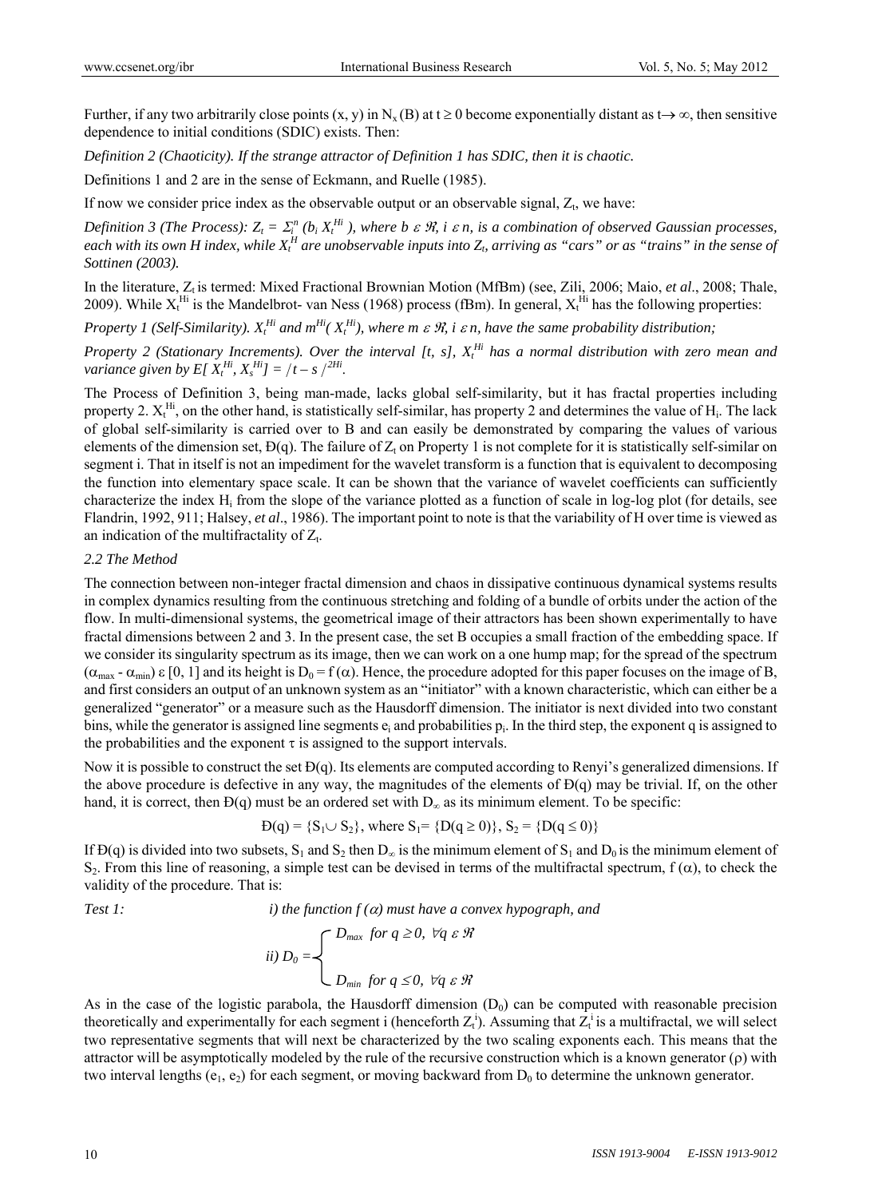Further, if any two arbitrarily close points (x, y) in $N_x(B)$ at $t \geq 0$ become exponentially distant as $t \rightarrow \infty$, then sensitive dependence to initial conditions (SDIC) exists. Then:

*Definition 2 (Chaoticity). If the strange attractor of Definition 1 has SDIC, then it is chaotic.*

Definitions 1 and 2 are in the sense of Eckmann, and Ruelle (1985).

If now we consider price index as the observable output or an observable signal, $Z_t$, we have:

*Definition 3 (The Process): $Z_t = \Sigma_i^n (b_i X_t^{Hi})$, where $b \varepsilon \Re$, $i \varepsilon n$, is a combination of observed Gaussian processes, each with its own H index, while $X_t^H$ are unobservable inputs into $Z_t$, arriving as "cars" or as "trains" in the sense of Sottinen (2003).*

In the literature, $Z_t$ is termed: Mixed Fractional Brownian Motion (MfBm) (see, Zili, 2006; Maio, *et al*., 2008; Thale, 2009). While $X_t^{Hi}$ is the Mandelbrot- van Ness (1968) process (fBm). In general, $X_t^{Hi}$ has the following properties:

*Property 1 (Self-Similarity). $X_t^{Hi}$ and $m^{Hi}(X_t^{Hi})$, where $m \varepsilon \Re$, $i \varepsilon n$, have the same probability distribution;*

*Property 2 (Stationary Increments). Over the interval [t, s], $X_t^{Hi}$ has a normal distribution with zero mean and variance given by $E[X_t^{Hi}, X_s^{Hi}] = /t - s/^{2Hi}$.*

The Process of Definition 3, being man-made, lacks global self-similarity, but it has fractal properties including property 2. $X_t^{Hi}$, on the other hand, is statistically self-similar, has property 2 and determines the value of $H_i$. The lack of global self-similarity is carried over to B and can easily be demonstrated by comparing the values of various elements of the dimension set, Đ(q). The failure of $Z_t$ on Property 1 is not complete for it is statistically self-similar on segment i. That in itself is not an impediment for the wavelet transform is a function that is equivalent to decomposing the function into elementary space scale. It can be shown that the variance of wavelet coefficients can sufficiently characterize the index $H_i$ from the slope of the variance plotted as a function of scale in log-log plot (for details, see Flandrin, 1992, 911; Halsey, *et al*., 1986). The important point to note is that the variability of H over time is viewed as an indication of the multifractality of $Z_t$.

*2.2 The Method*

The connection between non-integer fractal dimension and chaos in dissipative continuous dynamical systems results in complex dynamics resulting from the continuous stretching and folding of a bundle of orbits under the action of the flow. In multi-dimensional systems, the geometrical image of their attractors has been shown experimentally to have fractal dimensions between 2 and 3. In the present case, the set B occupies a small fraction of the embedding space. If we consider its singularity spectrum as its image, then we can work on a one hump map; for the spread of the spectrum $(\alpha_{max} - \alpha_{min}) \varepsilon [0, 1]$ and its height is $D_0 = f(\alpha)$. Hence, the procedure adopted for this paper focuses on the image of B, and first considers an output of an unknown system as an "initiator" with a known characteristic, which can either be a generalized "generator" or a measure such as the Hausdorff dimension. The initiator is next divided into two constant bins, while the generator is assigned line segments $e_i$ and probabilities $p_i$. In the third step, the exponent q is assigned to the probabilities and the exponent $\tau$ is assigned to the support intervals.

Now it is possible to construct the set Đ(q). Its elements are computed according to Renyi's generalized dimensions. If the above procedure is defective in any way, the magnitudes of the elements of Đ(q) may be trivial. If, on the other hand, it is correct, then Đ(q) must be an ordered set with $D_\infty$ as its minimum element. To be specific:

$$Đ(q) = \{S_1 \cup S_2\}, \text{ where } S_1 = \{D(q \geq 0)\},\ S_2 = \{D(q \leq 0)\}$$

If Đ(q) is divided into two subsets, $S_1$ and $S_2$ then $D_\infty$ is the minimum element of $S_1$ and $D_0$ is the minimum element of $S_2$. From this line of reasoning, a simple test can be devised in terms of the multifractal spectrum, $f(\alpha)$, to check the validity of the procedure. That is:

*Test 1:* *i) the function $f(\alpha)$ must have a convex hypograph, and*

$$ii)\ D_0 = \begin{cases} D_{max} \ \text{for } q \geq 0,\ \forall q \ \varepsilon \ \Re \\ D_{min} \ \text{for } q \leq 0,\ \forall q \ \varepsilon \ \Re \end{cases}$$

As in the case of the logistic parabola, the Hausdorff dimension ($D_0$) can be computed with reasonable precision theoretically and experimentally for each segment i (henceforth $Z_t^i$). Assuming that $Z_t^i$ is a multifractal, we will select two representative segments that will next be characterized by the two scaling exponents each. This means that the attractor will be asymptotically modeled by the rule of the recursive construction which is a known generator ($\rho$) with two interval lengths ($e_1$, $e_2$) for each segment, or moving backward from $D_0$ to determine the unknown generator.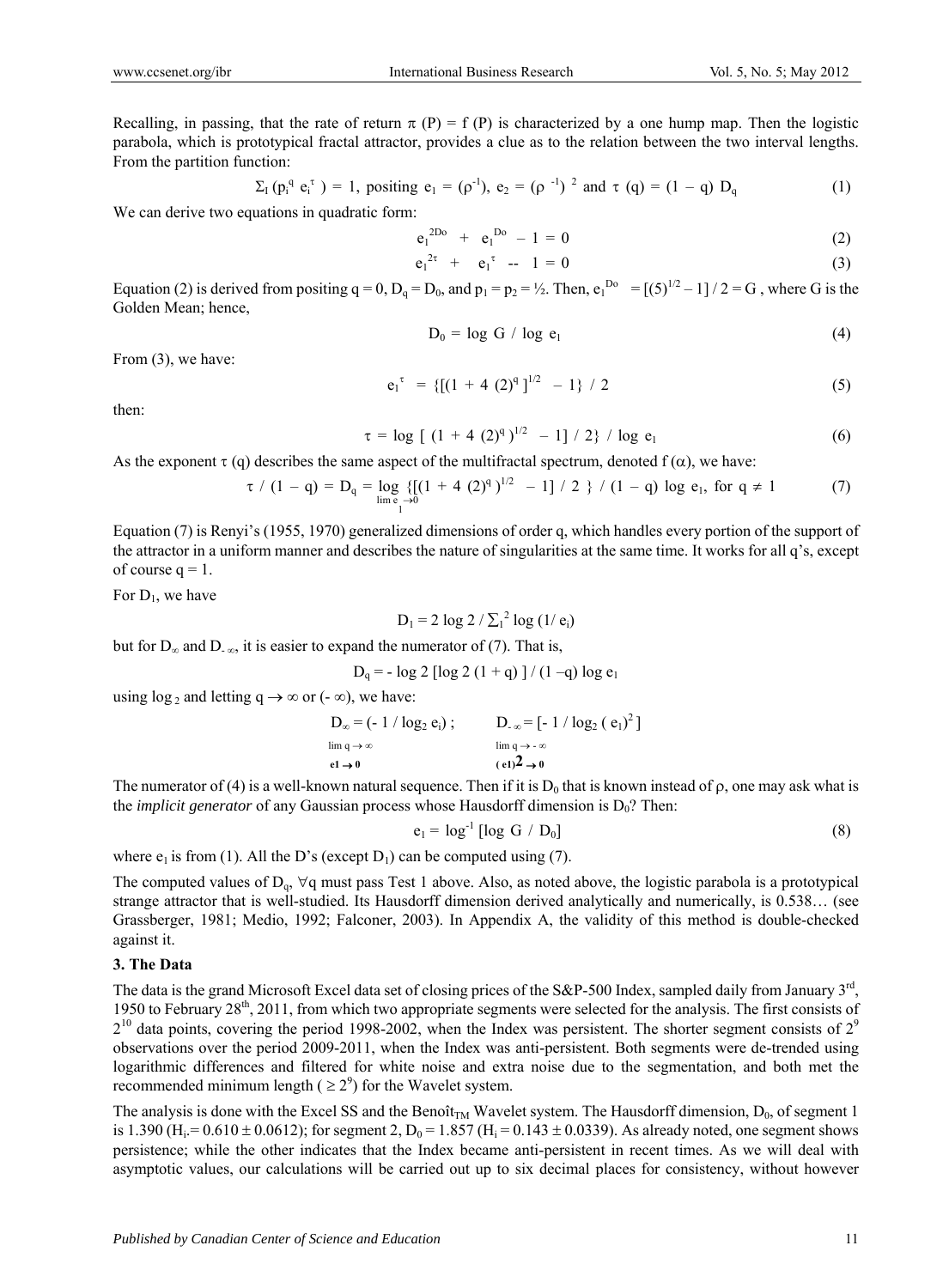Recalling, in passing, that the rate of return $\pi$ (P) = f (P) is characterized by a one hump map. Then the logistic parabola, which is prototypical fractal attractor, provides a clue as to the relation between the two interval lengths. From the partition function:

$$\Sigma_I (p_i^q \ e_i^\tau) = 1, \text{ positing } e_1 = (\rho^{-1}),\ e_2 = (\rho^{-1})^2 \text{ and } \tau (q) = (1 - q) D_q \tag{1}$$

We can derive two equations in quadratic form:

$$e_1^{2Do} + e_1^{Do} - 1 = 0 \tag{2}$$

$$e_1^{2\tau} + e_1^{\tau} -- 1 = 0 \tag{3}$$

Equation (2) is derived from positing q = 0, $D_q = D_0$, and $p_1 = p_2 = ½$. Then, $e_1^{Do} = [(5)^{1/2} - 1] / 2 = G$ , where G is the Golden Mean; hence,

$$D_0 = \log G / \log e_1 \tag{4}$$

From (3), we have:

$$e_1^{\tau} = \{[(1 + 4 (2)^q]^{1/2} - 1\} / 2 \tag{5}$$

then:

$$\tau = \log [ (1 + 4 (2)^q)^{1/2} - 1] / 2 \} / \log e_1 \tag{6}$$

As the exponent $\tau$ (q) describes the same aspect of the multifractal spectrum, denoted f ($\alpha$), we have:

$$\tau / (1 - q) = D_q = \lim_{e_1 \to 0} \log \{[(1 + 4 (2)^q)^{1/2} - 1] / 2 \} / (1 - q) \log e_1, \text{ for } q \neq 1 \tag{7}$$

Equation (7) is Renyi's (1955, 1970) generalized dimensions of order q, which handles every portion of the support of the attractor in a uniform manner and describes the nature of singularities at the same time. It works for all q's, except of course q = 1.

For $D_1$, we have

$$D_1 = 2 \log 2 / \textstyle\sum_1^2 \log (1/ e_i)$$

but for $D_\infty$ and $D_{-\infty}$, it is easier to expand the numerator of (7). That is,

$$D_q = - \log 2 [\log 2 (1 + q) ] / (1 - q) \log e_1$$

using $\log_2$ and letting $q \to \infty$ or $(-\infty)$, we have:

$$D_\infty = (- 1 / \log_2 e_1) \ \ \lim q \to \infty,\ e1 \to 0 ; \qquad D_{-\infty} = [- 1 / \log_2 (e_1)^2 ] \ \ \lim q \to -\infty,\ (e1)^2 \to 0$$

The numerator of (4) is a well-known natural sequence. Then if it is $D_0$ that is known instead of $\rho$, one may ask what is the *implicit generator* of any Gaussian process whose Hausdorff dimension is $D_0$? Then:

$$e_1 = \log^{-1} [\log G / D_0] \tag{8}$$

where $e_1$ is from (1). All the D's (except $D_1$) can be computed using (7).

The computed values of $D_q$, $\forall q$ must pass Test 1 above. Also, as noted above, the logistic parabola is a prototypical strange attractor that is well-studied. Its Hausdorff dimension derived analytically and numerically, is 0.538… (see Grassberger, 1981; Medio, 1992; Falconer, 2003). In Appendix A, the validity of this method is double-checked against it.

### 3. The Data

The data is the grand Microsoft Excel data set of closing prices of the S&P-500 Index, sampled daily from January 3rd, 1950 to February 28th, 2011, from which two appropriate segments were selected for the analysis. The first consists of $2^{10}$ data points, covering the period 1998-2002, when the Index was persistent. The shorter segment consists of $2^9$ observations over the period 2009-2011, when the Index was anti-persistent. Both segments were de-trended using logarithmic differences and filtered for white noise and extra noise due to the segmentation, and both met the recommended minimum length ($\geq 2^9$) for the Wavelet system.

The analysis is done with the Excel SS and the Benoît$_{TM}$ Wavelet system. The Hausdorff dimension, $D_0$, of segment 1 is 1.390 ($H_i$ = 0.610 ± 0.0612); for segment 2, $D_0$ = 1.857 ($H_i$ = 0.143 ± 0.0339). As already noted, one segment shows persistence; while the other indicates that the Index became anti-persistent in recent times. As we will deal with asymptotic values, our calculations will be carried out up to six decimal places for consistency, without however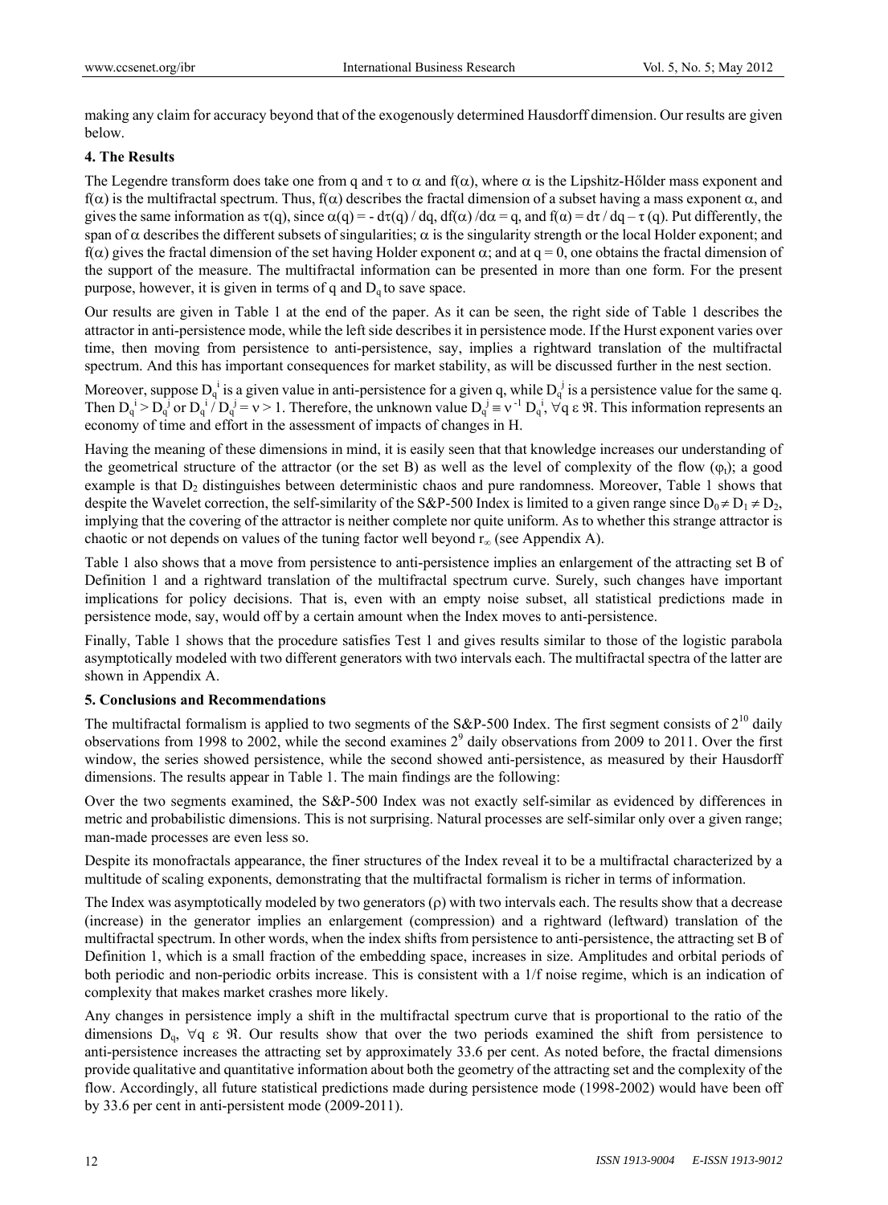making any claim for accuracy beyond that of the exogenously determined Hausdorff dimension. Our results are given below.

## 4. The Results

The Legendre transform does take one from q and $\tau$ to $\alpha$ and $f(\alpha)$, where $\alpha$ is the Lipshitz-Hőlder mass exponent and $f(\alpha)$ is the multifractal spectrum. Thus, $f(\alpha)$ describes the fractal dimension of a subset having a mass exponent $\alpha$, and gives the same information as $\tau(q)$, since $\alpha(q) = - d\tau(q) / dq$, $df(\alpha) / d\alpha = q$, and $f(\alpha) = d\tau / dq - \tau (q)$. Put differently, the span of $\alpha$ describes the different subsets of singularities; $\alpha$ is the singularity strength or the local Holder exponent; and $f(\alpha)$ gives the fractal dimension of the set having Holder exponent $\alpha$; and at $q = 0$, one obtains the fractal dimension of the support of the measure. The multifractal information can be presented in more than one form. For the present purpose, however, it is given in terms of q and $D_q$ to save space.

Our results are given in Table 1 at the end of the paper. As it can be seen, the right side of Table 1 describes the attractor in anti-persistence mode, while the left side describes it in persistence mode. If the Hurst exponent varies over time, then moving from persistence to anti-persistence, say, implies a rightward translation of the multifractal spectrum. And this has important consequences for market stability, as will be discussed further in the nest section.

Moreover, suppose $D_q^i$ is a given value in anti-persistence for a given q, while $D_q^j$ is a persistence value for the same q. Then $D_q^i > D_q^j$ or $D_q^i / D_q^j = \nu > 1$. Therefore, the unknown value $D_q^j \equiv \nu^{-1} D_q^i$, $\forall q \in \Re$. This information represents an economy of time and effort in the assessment of impacts of changes in H.

Having the meaning of these dimensions in mind, it is easily seen that that knowledge increases our understanding of the geometrical structure of the attractor (or the set B) as well as the level of complexity of the flow ($\varphi_t$); a good example is that $D_2$ distinguishes between deterministic chaos and pure randomness. Moreover, Table 1 shows that despite the Wavelet correction, the self-similarity of the S&P-500 Index is limited to a given range since $D_0 \neq D_1 \neq D_2$, implying that the covering of the attractor is neither complete nor quite uniform. As to whether this strange attractor is chaotic or not depends on values of the tuning factor well beyond $r_\infty$ (see Appendix A).

Table 1 also shows that a move from persistence to anti-persistence implies an enlargement of the attracting set B of Definition 1 and a rightward translation of the multifractal spectrum curve. Surely, such changes have important implications for policy decisions. That is, even with an empty noise subset, all statistical predictions made in persistence mode, say, would off by a certain amount when the Index moves to anti-persistence.

Finally, Table 1 shows that the procedure satisfies Test 1 and gives results similar to those of the logistic parabola asymptotically modeled with two different generators with two intervals each. The multifractal spectra of the latter are shown in Appendix A.

## 5. Conclusions and Recommendations

The multifractal formalism is applied to two segments of the S&P-500 Index. The first segment consists of $2^{10}$ daily observations from 1998 to 2002, while the second examines $2^9$ daily observations from 2009 to 2011. Over the first window, the series showed persistence, while the second showed anti-persistence, as measured by their Hausdorff dimensions. The results appear in Table 1. The main findings are the following:

Over the two segments examined, the S&P-500 Index was not exactly self-similar as evidenced by differences in metric and probabilistic dimensions. This is not surprising. Natural processes are self-similar only over a given range; man-made processes are even less so.

Despite its monofractals appearance, the finer structures of the Index reveal it to be a multifractal characterized by a multitude of scaling exponents, demonstrating that the multifractal formalism is richer in terms of information.

The Index was asymptotically modeled by two generators ($\rho$) with two intervals each. The results show that a decrease (increase) in the generator implies an enlargement (compression) and a rightward (leftward) translation of the multifractal spectrum. In other words, when the index shifts from persistence to anti-persistence, the attracting set B of Definition 1, which is a small fraction of the embedding space, increases in size. Amplitudes and orbital periods of both periodic and non-periodic orbits increase. This is consistent with a 1/f noise regime, which is an indication of complexity that makes market crashes more likely.

Any changes in persistence imply a shift in the multifractal spectrum curve that is proportional to the ratio of the dimensions $D_q$, $\forall q \in \Re$. Our results show that over the two periods examined the shift from persistence to anti-persistence increases the attracting set by approximately 33.6 per cent. As noted before, the fractal dimensions provide qualitative and quantitative information about both the geometry of the attracting set and the complexity of the flow. Accordingly, all future statistical predictions made during persistence mode (1998-2002) would have been off by 33.6 per cent in anti-persistent mode (2009-2011).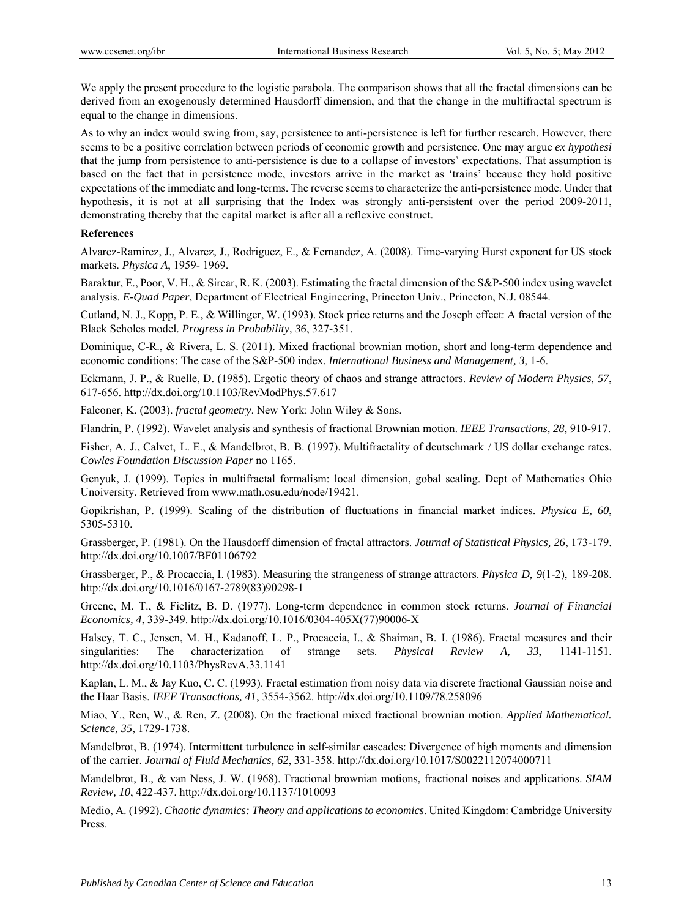We apply the present procedure to the logistic parabola. The comparison shows that all the fractal dimensions can be derived from an exogenously determined Hausdorff dimension, and that the change in the multifractal spectrum is equal to the change in dimensions.

As to why an index would swing from, say, persistence to anti-persistence is left for further research. However, there seems to be a positive correlation between periods of economic growth and persistence. One may argue *ex hypothesi* that the jump from persistence to anti-persistence is due to a collapse of investors' expectations. That assumption is based on the fact that in persistence mode, investors arrive in the market as 'trains' because they hold positive expectations of the immediate and long-terms. The reverse seems to characterize the anti-persistence mode. Under that hypothesis, it is not at all surprising that the Index was strongly anti-persistent over the period 2009-2011, demonstrating thereby that the capital market is after all a reflexive construct.

**References**

Alvarez-Ramirez, J., Alvarez, J., Rodriguez, E., & Fernandez, A. (2008). Time-varying Hurst exponent for US stock markets. *Physica A*, 1959- 1969.

Baraktur, E., Poor, V. H., & Sircar, R. K. (2003). Estimating the fractal dimension of the S&P-500 index using wavelet analysis. *E-Quad Paper*, Department of Electrical Engineering, Princeton Univ., Princeton, N.J. 08544.

Cutland, N. J., Kopp, P. E., & Willinger, W. (1993). Stock price returns and the Joseph effect: A fractal version of the Black Scholes model. *Progress in Probability, 36*, 327-351.

Dominique, C-R., & Rivera, L. S. (2011). Mixed fractional brownian motion, short and long-term dependence and economic conditions: The case of the S&P-500 index. *International Business and Management, 3*, 1-6.

Eckmann, J. P., & Ruelle, D. (1985). Ergotic theory of chaos and strange attractors. *Review of Modern Physics, 57*, 617-656. http://dx.doi.org/10.1103/RevModPhys.57.617

Falconer, K. (2003). *fractal geometry*. New York: John Wiley & Sons.

Flandrin, P. (1992). Wavelet analysis and synthesis of fractional Brownian motion. *IEEE Transactions, 28*, 910-917.

Fisher, A. J., Calvet, L. E., & Mandelbrot, B. B. (1997). Multifractality of deutschmark / US dollar exchange rates. *Cowles Foundation Discussion Paper* no 1165.

Genyuk, J. (1999). Topics in multifractal formalism: local dimension, gobal scaling. Dept of Mathematics Ohio Unoiversity. Retrieved from www.math.osu.edu/node/19421.

Gopikrishan, P. (1999). Scaling of the distribution of fluctuations in financial market indices. *Physica E, 60*, 5305-5310.

Grassberger, P. (1981). On the Hausdorff dimension of fractal attractors. *Journal of Statistical Physics, 26*, 173-179. http://dx.doi.org/10.1007/BF01106792

Grassberger, P., & Procaccia, I. (1983). Measuring the strangeness of strange attractors. *Physica D, 9*(1-2), 189-208. http://dx.doi.org/10.1016/0167-2789(83)90298-1

Greene, M. T., & Fielitz, B. D. (1977). Long-term dependence in common stock returns. *Journal of Financial Economics, 4*, 339-349. http://dx.doi.org/10.1016/0304-405X(77)90006-X

Halsey, T. C., Jensen, M. H., Kadanoff, L. P., Procaccia, I., & Shaiman, B. I. (1986). Fractal measures and their singularities: The characterization of strange sets. *Physical Review A, 33*, 1141-1151. http://dx.doi.org/10.1103/PhysRevA.33.1141

Kaplan, L. M., & Jay Kuo, C. C. (1993). Fractal estimation from noisy data via discrete fractional Gaussian noise and the Haar Basis. *IEEE Transactions, 41*, 3554-3562. http://dx.doi.org/10.1109/78.258096

Miao, Y., Ren, W., & Ren, Z. (2008). On the fractional mixed fractional brownian motion. *Applied Mathematical. Science, 35*, 1729-1738.

Mandelbrot, B. (1974). Intermittent turbulence in self-similar cascades: Divergence of high moments and dimension of the carrier. *Journal of Fluid Mechanics, 62*, 331-358. http://dx.doi.org/10.1017/S0022112074000711

Mandelbrot, B., & van Ness, J. W. (1968). Fractional brownian motions, fractional noises and applications. *SIAM Review, 10*, 422-437. http://dx.doi.org/10.1137/1010093

Medio, A. (1992). *Chaotic dynamics: Theory and applications to economics*. United Kingdom: Cambridge University Press.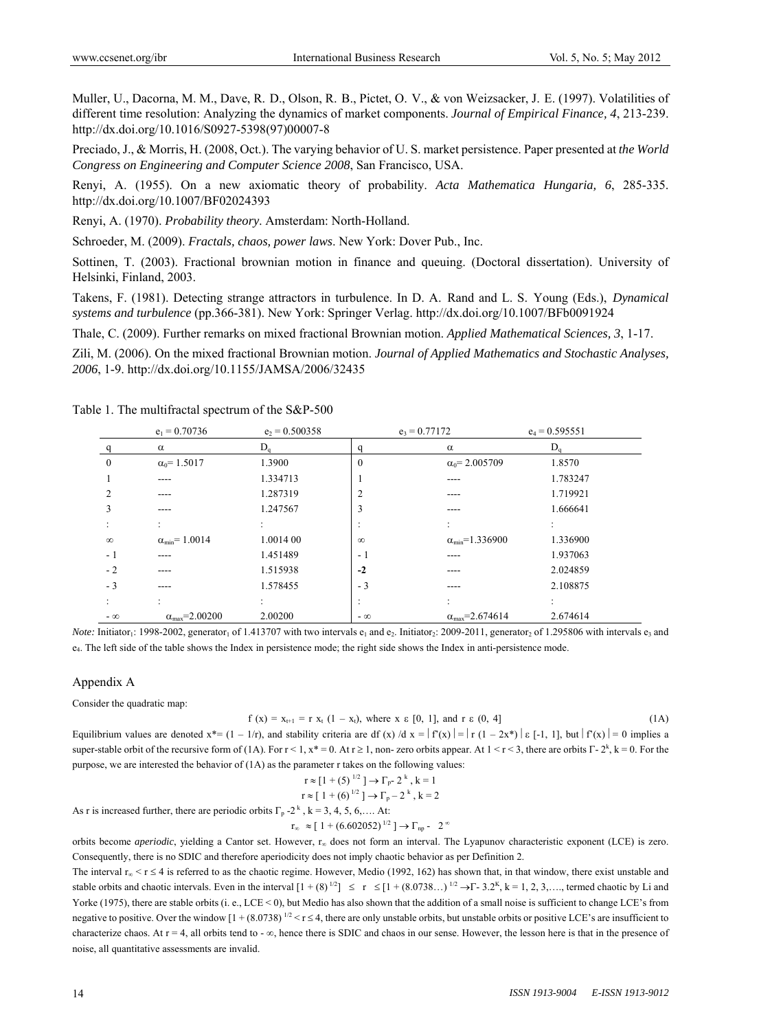Muller, U., Dacorna, M. M., Dave, R. D., Olson, R. B., Pictet, O. V., & von Weizsacker, J. E. (1997). Volatilities of different time resolution: Analyzing the dynamics of market components. *Journal of Empirical Finance, 4*, 213-239. http://dx.doi.org/10.1016/S0927-5398(97)00007-8

Preciado, J., & Morris, H. (2008, Oct.). The varying behavior of U. S. market persistence. Paper presented at *the World Congress on Engineering and Computer Science 2008*, San Francisco, USA.

Renyi, A. (1955). On a new axiomatic theory of probability. *Acta Mathematica Hungaria, 6*, 285-335. http://dx.doi.org/10.1007/BF02024393

Renyi, A. (1970). *Probability theory*. Amsterdam: North-Holland.

Schroeder, M. (2009). *Fractals, chaos, power laws*. New York: Dover Pub., Inc.

Sottinen, T. (2003). Fractional brownian motion in finance and queuing. (Doctoral dissertation). University of Helsinki, Finland, 2003.

Takens, F. (1981). Detecting strange attractors in turbulence. In D. A. Rand and L. S. Young (Eds.), *Dynamical systems and turbulence* (pp.366-381). New York: Springer Verlag. http://dx.doi.org/10.1007/BFb0091924

Thale, C. (2009). Further remarks on mixed fractional Brownian motion. *Applied Mathematical Sciences, 3*, 1-17.

Zili, M. (2006). On the mixed fractional Brownian motion. *Journal of Applied Mathematics and Stochastic Analyses, 2006*, 1-9. http://dx.doi.org/10.1155/JAMSA/2006/32435

Table 1. The multifractal spectrum of the S&P-500

| | $e_1 = 0.70736$ | $e_2 = 0.500358$ | | $e_3 = 0.77172$ | $e_4 = 0.595551$ |
|---|---|---|---|---|---|
| q | $\alpha$ | $D_q$ | q | $\alpha$ | $D_q$ |
| 0 | $\alpha_0$= 1.5017 | 1.3900 | 0 | $\alpha_0$= 2.005709 | 1.8570 |
| 1 | ---- | 1.334713 | 1 | ---- | 1.783247 |
| 2 | ---- | 1.287319 | 2 | ---- | 1.719921 |
| 3 | ---- | 1.247567 | 3 | ---- | 1.666641 |
| : | : | : | : | : | : |
| $\infty$ | $\alpha_{min}$= 1.0014 | 1.0014 00 | $\infty$ | $\alpha_{min}$=1.336900 | 1.336900 |
| - 1 | ---- | 1.451489 | - 1 | ---- | 1.937063 |
| - 2 | ---- | 1.515938 | **-2** | ---- | 2.024859 |
| - 3 | ---- | 1.578455 | - 3 | ---- | 2.108875 |
| : | : | : | : | : | : |
| $-\infty$ | $\alpha_{max}$=2.00200 | 2.00200 | $-\infty$ | $\alpha_{max}$=2.674614 | 2.674614 |

*Note:* Initiator$_1$: 1998-2002, generator$_1$ of 1.413707 with two intervals $e_1$ and $e_2$. Initiator$_2$: 2009-2011, generator$_2$ of 1.295806 with intervals $e_3$ and $e_4$. The left side of the table shows the Index in persistence mode; the right side shows the Index in anti-persistence mode.

## Appendix A

Consider the quadratic map:

$$f(x) = x_{t+1} = r\, x_t\,(1 - x_t), \text{ where } x \in [0, 1], \text{ and } r \in (0, 4] \tag{1A}$$

Equilibrium values are denoted $x^* = (1 - 1/r)$, and stability criteria are $df(x)/dx = |f'(x)| = |r(1 - 2x^*)| \in [-1, 1]$, but $|f'(x)| = 0$ implies a super-stable orbit of the recursive form of (1A). For $r < 1$, $x^* = 0$. At $r \geq 1$, non- zero orbits appear. At $1 < r < 3$, there are orbits $\Gamma$- $2^k$, k = 0. For the purpose, we are interested the behavior of (1A) as the parameter r takes on the following values:

$$r \approx [1 + (5)^{1/2}] \rightarrow \Gamma_p\text{-}\ 2^k,\ k = 1$$

$$r \approx [1 + (6)^{1/2}] \rightarrow \Gamma_p - 2^k,\ k = 2$$

As r is increased further, there are periodic orbits $\Gamma_p$ -$2^k$, k = 3, 4, 5, 6,…. At:

$$r_\infty \approx [1 + (6.602052)^{1/2}] \rightarrow \Gamma_{np} -\ 2^\infty$$

orbits become *aperiodic*, yielding a Cantor set. However, $r_\infty$ does not form an interval. The Lyapunov characteristic exponent (LCE) is zero. Consequently, there is no SDIC and therefore aperiodicity does not imply chaotic behavior as per Definition 2.

The interval $r_\infty < r \leq 4$ is referred to as the chaotic regime. However, Medio (1992, 162) has shown that, in that window, there exist unstable and stable orbits and chaotic intervals. Even in the interval $[1 + (8)^{1/2}] \leq r \leq [1 + (8.0738\ldots)^{1/2} \rightarrow \Gamma\text{- } 3.2^K$, K = 1, 2, 3,…., termed chaotic by Li and Yorke (1975), there are stable orbits (i. e., LCE < 0), but Medio has also shown that the addition of a small noise is sufficient to change LCE's from negative to positive. Over the window $[1 + (8.0738)^{1/2} < r \leq 4$, there are only unstable orbits, but unstable orbits or positive LCE's are insufficient to characterize chaos. At r = 4, all orbits tend to $-\infty$, hence there is SDIC and chaos in our sense. However, the lesson here is that in the presence of noise, all quantitative assessments are invalid.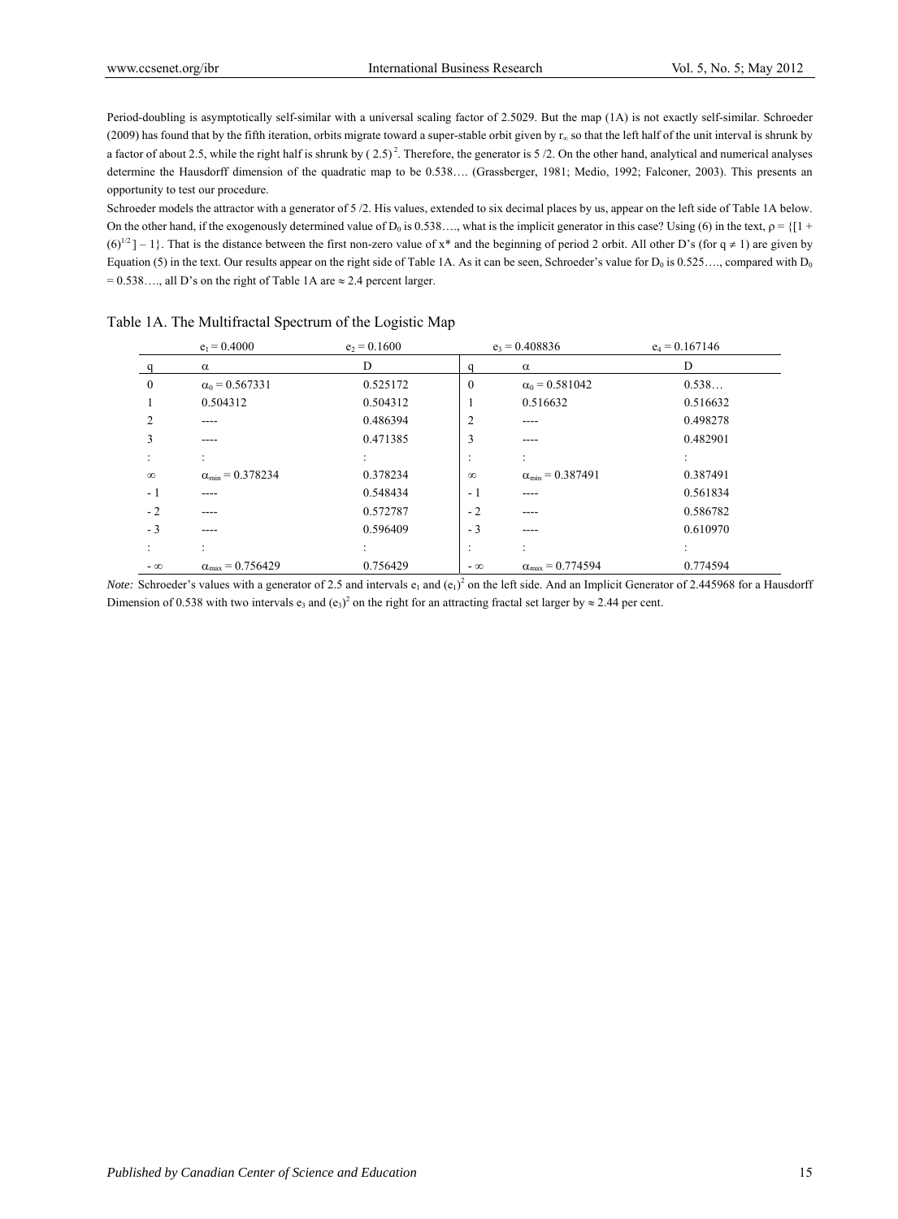Period-doubling is asymptotically self-similar with a universal scaling factor of 2.5029. But the map (1A) is not exactly self-similar. Schroeder (2009) has found that by the fifth iteration, orbits migrate toward a super-stable orbit given by $r_\infty$ so that the left half of the unit interval is shrunk by a factor of about 2.5, while the right half is shrunk by $(2.5)^2$. Therefore, the generator is 5 /2. On the other hand, analytical and numerical analyses determine the Hausdorff dimension of the quadratic map to be 0.538…. (Grassberger, 1981; Medio, 1992; Falconer, 2003). This presents an opportunity to test our procedure.

Schroeder models the attractor with a generator of 5 /2. His values, extended to six decimal places by us, appear on the left side of Table 1A below. On the other hand, if the exogenously determined value of $D_0$ is 0.538…., what is the implicit generator in this case? Using (6) in the text, $\rho = \{[1 + (6)^{1/2}] - 1\}$. That is the distance between the first non-zero value of $x^*$ and the beginning of period 2 orbit. All other D's (for $q \neq 1$) are given by Equation (5) in the text. Our results appear on the right side of Table 1A. As it can be seen, Schroeder's value for $D_0$ is 0.525…., compared with $D_0 = 0.538$…., all D's on the right of Table 1A are ≈ 2.4 percent larger.

Table 1A. The Multifractal Spectrum of the Logistic Map

| | $e_1 = 0.4000$ | $e_2 = 0.1600$ | | $e_3 = 0.408836$ | $e_4 = 0.167146$ |
|---|---|---|---|---|---|
| q | $\alpha$ | D | q | $\alpha$ | D |
| 0 | $\alpha_0 = 0.567331$ | 0.525172 | 0 | $\alpha_0 = 0.581042$ | 0.538… |
| 1 | 0.504312 | 0.504312 | 1 | 0.516632 | 0.516632 |
| 2 | ---- | 0.486394 | 2 | ---- | 0.498278 |
| 3 | ---- | 0.471385 | 3 | ---- | 0.482901 |
| : | : | : | : | : | : |
| $\infty$ | $\alpha_{min} = 0.378234$ | 0.378234 | $\infty$ | $\alpha_{min} = 0.387491$ | 0.387491 |
| - 1 | ---- | 0.548434 | - 1 | ---- | 0.561834 |
| - 2 | ---- | 0.572787 | - 2 | ---- | 0.586782 |
| - 3 | ---- | 0.596409 | - 3 | ---- | 0.610970 |
| : | : | : | : | : | : |
| $-\infty$ | $\alpha_{max} = 0.756429$ | 0.756429 | $-\infty$ | $\alpha_{max} = 0.774594$ | 0.774594 |

*Note:* Schroeder's values with a generator of 2.5 and intervals $e_1$ and $(e_1)^2$ on the left side. And an Implicit Generator of 2.445968 for a Hausdorff Dimension of 0.538 with two intervals $e_3$ and $(e_3)^2$ on the right for an attracting fractal set larger by ≈ 2.44 per cent.